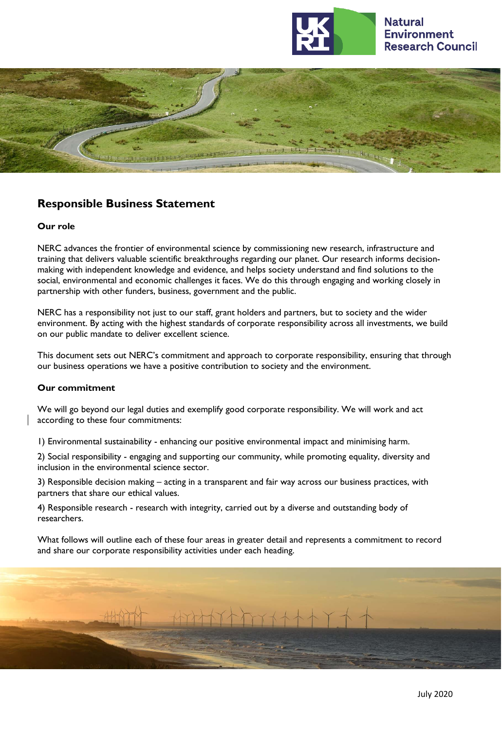# Responsible Business Statement

### Our role

NERC advances the frontier of environmental science by commissioning new research, infrastructure and training that delivers valuable scientific breakthroughs regarding our planet. Our research informs decision-making with independent knowledge and evidence, and helps society understand and find solutions to the social, environmental and economic challenges it faces. We do this through engaging and working closely in partnership with other funders, business, government and the public.

NERC has a responsibility not just to our staff, grant holders and partners, but to society and the wider environment. By acting with the highest standards of corporate responsibility across all investments, we build on our public mandate to deliver excellent science.

This document sets out NERC's commitment and approach to corporate responsibility, ensuring that through our business operations we have a positive contribution to society and the environment.

### Our commitment

We will go beyond our legal duties and exemplify good corporate responsibility. We will work and act according to these four commitments:

1) Environmental sustainability - enhancing our positive environmental impact and minimising harm.

2) Social responsibility - engaging and supporting our community, while promoting equality, diversity and inclusion in the environmental science sector.

3) Responsible decision making – acting in a transparent and fair way across our business practices, with partners that share our ethical values.

4) Responsible research - research with integrity, carried out by a diverse and outstanding body of researchers.

What follows will outline each of these four areas in greater detail and represents a commitment to record and share our corporate responsibility activities under each heading.

July 2020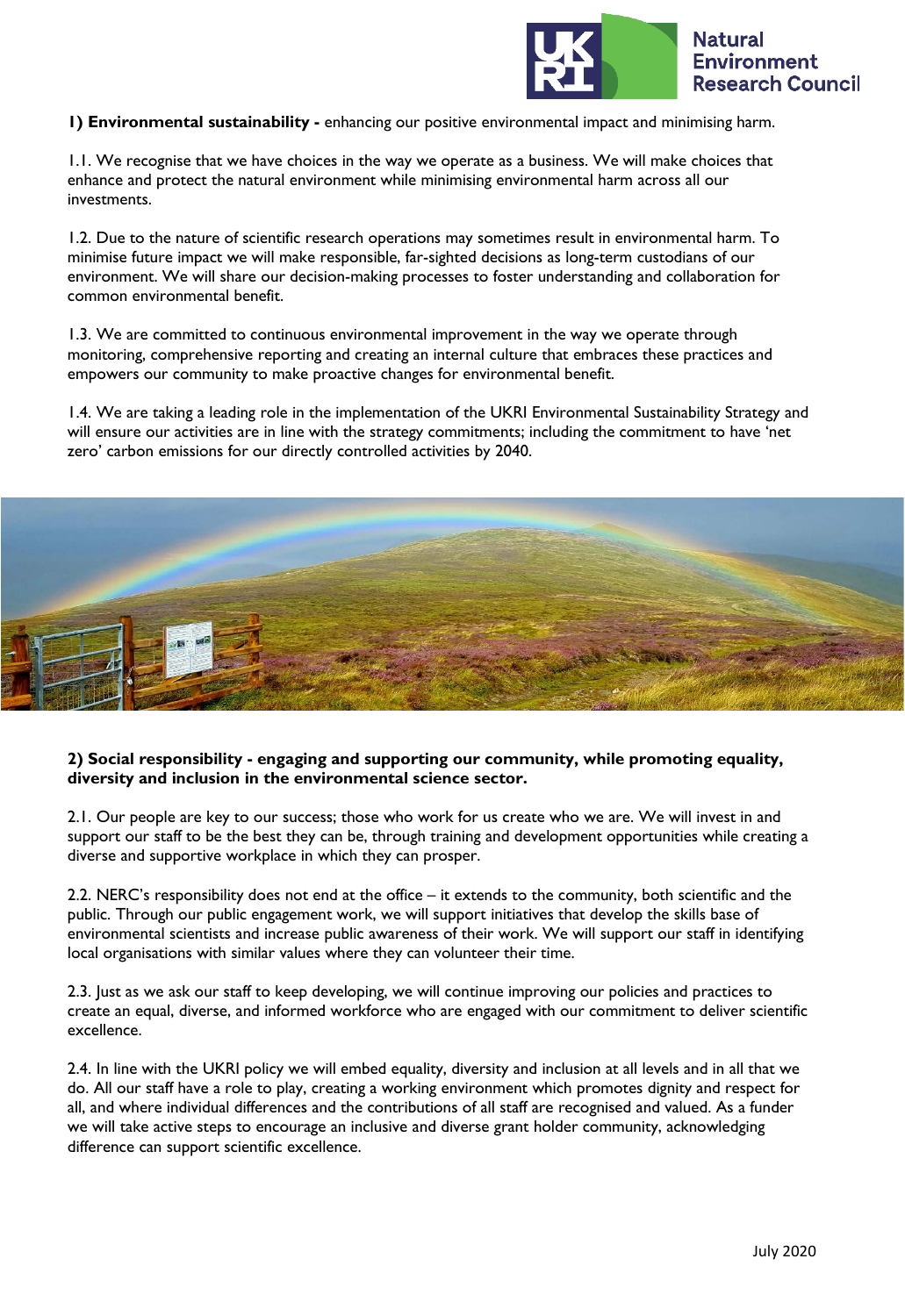**1) Environmental sustainability -** enhancing our positive environmental impact and minimising harm.

1.1. We recognise that we have choices in the way we operate as a business. We will make choices that enhance and protect the natural environment while minimising environmental harm across all our investments.

1.2. Due to the nature of scientific research operations may sometimes result in environmental harm. To minimise future impact we will make responsible, far-sighted decisions as long-term custodians of our environment. We will share our decision-making processes to foster understanding and collaboration for common environmental benefit.

1.3. We are committed to continuous environmental improvement in the way we operate through monitoring, comprehensive reporting and creating an internal culture that embraces these practices and empowers our community to make proactive changes for environmental benefit.

1.4. We are taking a leading role in the implementation of the UKRI Environmental Sustainability Strategy and will ensure our activities are in line with the strategy commitments; including the commitment to have 'net zero' carbon emissions for our directly controlled activities by 2040.

**2) Social responsibility - engaging and supporting our community, while promoting equality, diversity and inclusion in the environmental science sector.**

2.1. Our people are key to our success; those who work for us create who we are. We will invest in and support our staff to be the best they can be, through training and development opportunities while creating a diverse and supportive workplace in which they can prosper.

2.2. NERC's responsibility does not end at the office – it extends to the community, both scientific and the public. Through our public engagement work, we will support initiatives that develop the skills base of environmental scientists and increase public awareness of their work. We will support our staff in identifying local organisations with similar values where they can volunteer their time.

2.3. Just as we ask our staff to keep developing, we will continue improving our policies and practices to create an equal, diverse, and informed workforce who are engaged with our commitment to deliver scientific excellence.

2.4. In line with the UKRI policy we will embed equality, diversity and inclusion at all levels and in all that we do. All our staff have a role to play, creating a working environment which promotes dignity and respect for all, and where individual differences and the contributions of all staff are recognised and valued. As a funder we will take active steps to encourage an inclusive and diverse grant holder community, acknowledging difference can support scientific excellence.

July 2020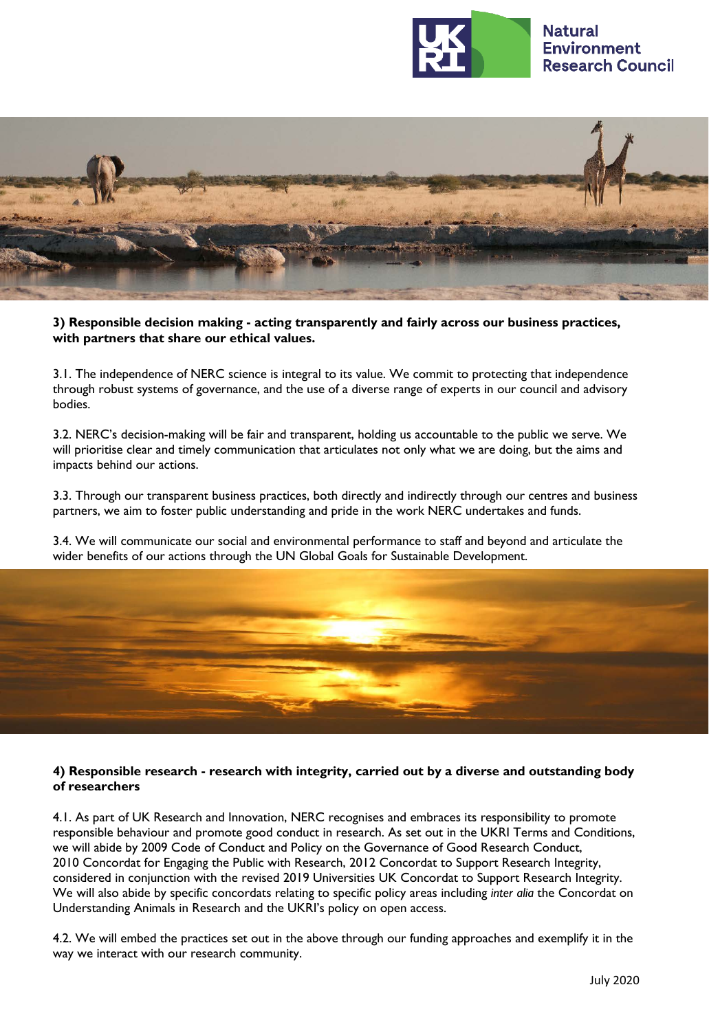**3) Responsible decision making - acting transparently and fairly across our business practices, with partners that share our ethical values.**

3.1. The independence of NERC science is integral to its value. We commit to protecting that independence through robust systems of governance, and the use of a diverse range of experts in our council and advisory bodies.

3.2. NERC's decision-making will be fair and transparent, holding us accountable to the public we serve. We will prioritise clear and timely communication that articulates not only what we are doing, but the aims and impacts behind our actions.

3.3. Through our transparent business practices, both directly and indirectly through our centres and business partners, we aim to foster public understanding and pride in the work NERC undertakes and funds.

3.4. We will communicate our social and environmental performance to staff and beyond and articulate the wider benefits of our actions through the UN Global Goals for Sustainable Development.

**4) Responsible research - research with integrity, carried out by a diverse and outstanding body of researchers**

4.1. As part of UK Research and Innovation, NERC recognises and embraces its responsibility to promote responsible behaviour and promote good conduct in research. As set out in the UKRI Terms and Conditions, we will abide by 2009 Code of Conduct and Policy on the Governance of Good Research Conduct, 2010 Concordat for Engaging the Public with Research, 2012 Concordat to Support Research Integrity, considered in conjunction with the revised 2019 Universities UK Concordat to Support Research Integrity. We will also abide by specific concordats relating to specific policy areas including *inter alia* the Concordat on Understanding Animals in Research and the UKRI's policy on open access.

4.2. We will embed the practices set out in the above through our funding approaches and exemplify it in the way we interact with our research community.

July 2020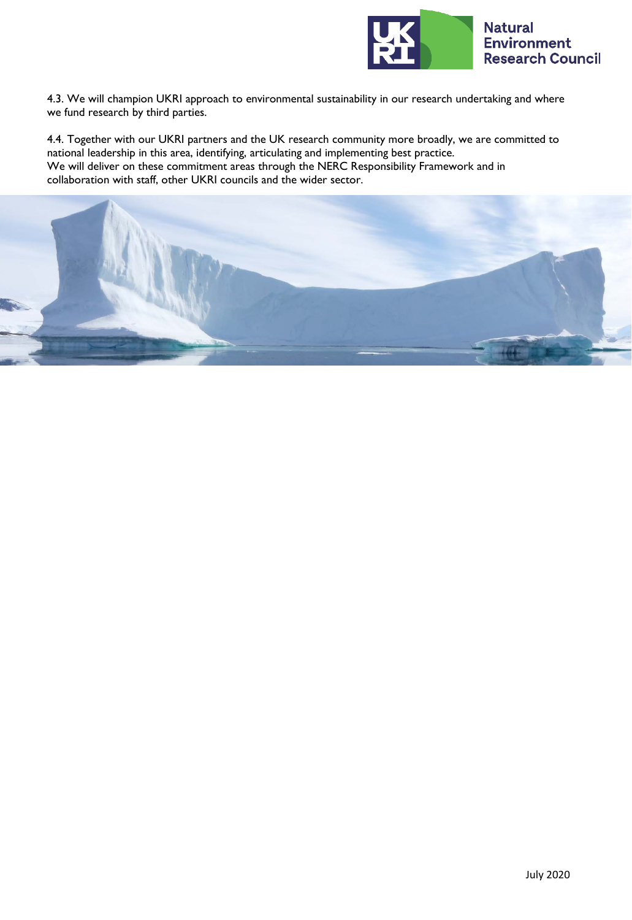4.3. We will champion UKRI approach to environmental sustainability in our research undertaking and where we fund research by third parties.

4.4. Together with our UKRI partners and the UK research community more broadly, we are committed to national leadership in this area, identifying, articulating and implementing best practice.
We will deliver on these commitment areas through the NERC Responsibility Framework and in collaboration with staff, other UKRI councils and the wider sector.

July 2020